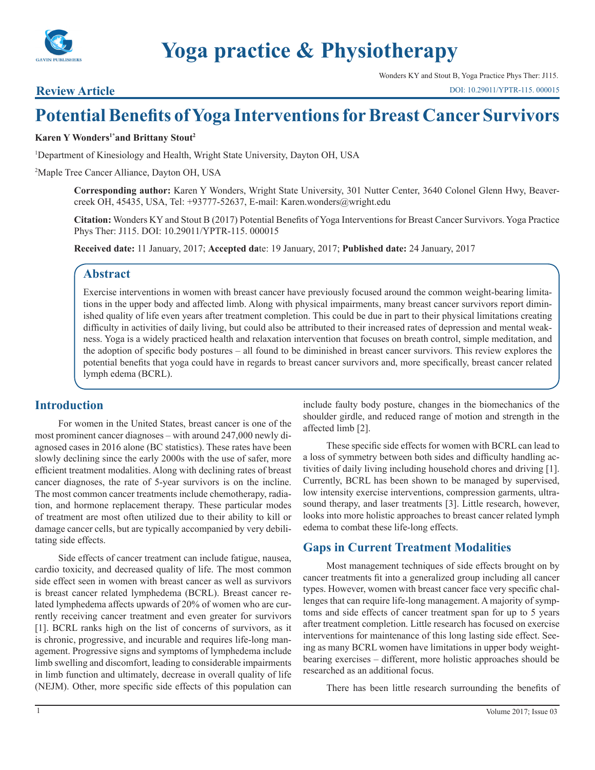# Yoga practice & Physiotherapy

Wonders KY and Stout B, Yoga Practice Phys Ther: J115.

**Review Article**

DOI: 10.29011/YPTR-115. 000015

# Potential Benefits of Yoga Interventions for Breast Cancer Survivors

**Karen Y Wonders[1*] and Brittany Stout[2]**

[1]Department of Kinesiology and Health, Wright State University, Dayton OH, USA

[2]Maple Tree Cancer Alliance, Dayton OH, USA

**Corresponding author:** Karen Y Wonders, Wright State University, 301 Nutter Center, 3640 Colonel Glenn Hwy, Beavercreek OH, 45435, USA, Tel: +93777-52637, E-mail: Karen.wonders@wright.edu

**Citation:** Wonders KY and Stout B (2017) Potential Benefits of Yoga Interventions for Breast Cancer Survivors. Yoga Practice Phys Ther: J115. DOI: 10.29011/YPTR-115. 000015

**Received date:** 11 January, 2017; **Accepted date:** 19 January, 2017; **Published date:** 24 January, 2017

## Abstract

Exercise interventions in women with breast cancer have previously focused around the common weight-bearing limitations in the upper body and affected limb. Along with physical impairments, many breast cancer survivors report diminished quality of life even years after treatment completion. This could be due in part to their physical limitations creating difficulty in activities of daily living, but could also be attributed to their increased rates of depression and mental weakness. Yoga is a widely practiced health and relaxation intervention that focuses on breath control, simple meditation, and the adoption of specific body postures – all found to be diminished in breast cancer survivors. This review explores the potential benefits that yoga could have in regards to breast cancer survivors and, more specifically, breast cancer related lymph edema (BCRL).

## Introduction

For women in the United States, breast cancer is one of the most prominent cancer diagnoses – with around 247,000 newly diagnosed cases in 2016 alone (BC statistics). These rates have been slowly declining since the early 2000s with the use of safer, more efficient treatment modalities. Along with declining rates of breast cancer diagnoses, the rate of 5-year survivors is on the incline. The most common cancer treatments include chemotherapy, radiation, and hormone replacement therapy. These particular modes of treatment are most often utilized due to their ability to kill or damage cancer cells, but are typically accompanied by very debilitating side effects.

Side effects of cancer treatment can include fatigue, nausea, cardio toxicity, and decreased quality of life. The most common side effect seen in women with breast cancer as well as survivors is breast cancer related lymphedema (BCRL). Breast cancer related lymphedema affects upwards of 20% of women who are currently receiving cancer treatment and even greater for survivors [1]. BCRL ranks high on the list of concerns of survivors, as it is chronic, progressive, and incurable and requires life-long management. Progressive signs and symptoms of lymphedema include limb swelling and discomfort, leading to considerable impairments in limb function and ultimately, decrease in overall quality of life (NEJM). Other, more specific side effects of this population can include faulty body posture, changes in the biomechanics of the shoulder girdle, and reduced range of motion and strength in the affected limb [2].

These specific side effects for women with BCRL can lead to a loss of symmetry between both sides and difficulty handling activities of daily living including household chores and driving [1]. Currently, BCRL has been shown to be managed by supervised, low intensity exercise interventions, compression garments, ultrasound therapy, and laser treatments [3]. Little research, however, looks into more holistic approaches to breast cancer related lymph edema to combat these life-long effects.

## Gaps in Current Treatment Modalities

Most management techniques of side effects brought on by cancer treatments fit into a generalized group including all cancer types. However, women with breast cancer face very specific challenges that can require life-long management. A majority of symptoms and side effects of cancer treatment span for up to 5 years after treatment completion. Little research has focused on exercise interventions for maintenance of this long lasting side effect. Seeing as many BCRL women have limitations in upper body weight-bearing exercises – different, more holistic approaches should be researched as an additional focus.

There has been little research surrounding the benefits of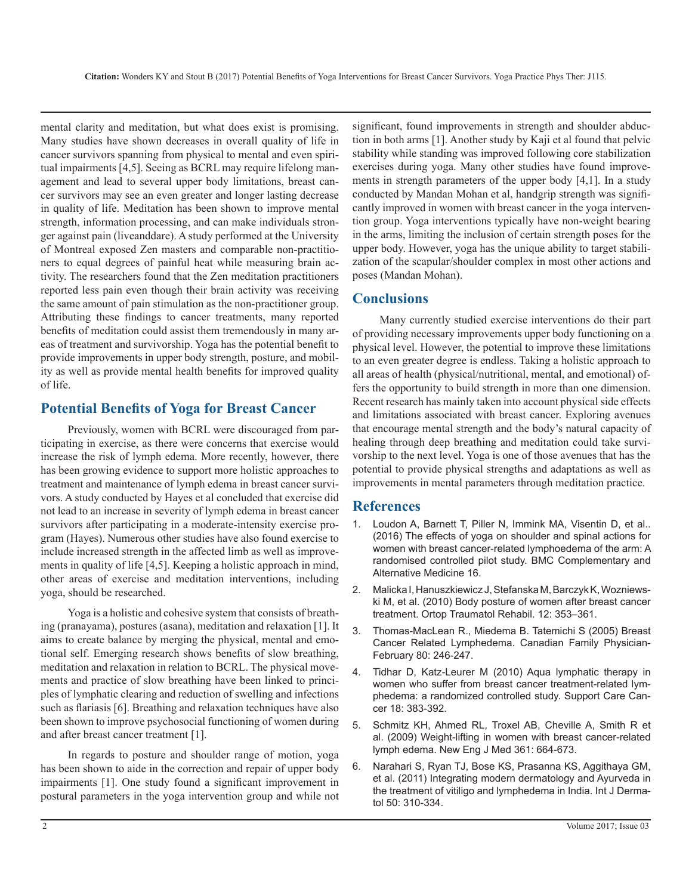mental clarity and meditation, but what does exist is promising. Many studies have shown decreases in overall quality of life in cancer survivors spanning from physical to mental and even spiritual impairments [4,5]. Seeing as BCRL may require lifelong management and lead to several upper body limitations, breast cancer survivors may see an even greater and longer lasting decrease in quality of life. Meditation has been shown to improve mental strength, information processing, and can make individuals stronger against pain (liveanddare). A study performed at the University of Montreal exposed Zen masters and comparable non-practitioners to equal degrees of painful heat while measuring brain activity. The researchers found that the Zen meditation practitioners reported less pain even though their brain activity was receiving the same amount of pain stimulation as the non-practitioner group. Attributing these findings to cancer treatments, many reported benefits of meditation could assist them tremendously in many areas of treatment and survivorship. Yoga has the potential benefit to provide improvements in upper body strength, posture, and mobility as well as provide mental health benefits for improved quality of life.

## Potential Benefits of Yoga for Breast Cancer

Previously, women with BCRL were discouraged from participating in exercise, as there were concerns that exercise would increase the risk of lymph edema. More recently, however, there has been growing evidence to support more holistic approaches to treatment and maintenance of lymph edema in breast cancer survivors. A study conducted by Hayes et al concluded that exercise did not lead to an increase in severity of lymph edema in breast cancer survivors after participating in a moderate-intensity exercise program (Hayes). Numerous other studies have also found exercise to include increased strength in the affected limb as well as improvements in quality of life [4,5]. Keeping a holistic approach in mind, other areas of exercise and meditation interventions, including yoga, should be researched.

Yoga is a holistic and cohesive system that consists of breathing (pranayama), postures (asana), meditation and relaxation [1]. It aims to create balance by merging the physical, mental and emotional self. Emerging research shows benefits of slow breathing, meditation and relaxation in relation to BCRL. The physical movements and practice of slow breathing have been linked to principles of lymphatic clearing and reduction of swelling and infections such as flariasis [6]. Breathing and relaxation techniques have also been shown to improve psychosocial functioning of women during and after breast cancer treatment [1].

In regards to posture and shoulder range of motion, yoga has been shown to aide in the correction and repair of upper body impairments [1]. One study found a significant improvement in postural parameters in the yoga intervention group and while not significant, found improvements in strength and shoulder abduction in both arms [1]. Another study by Kaji et al found that pelvic stability while standing was improved following core stabilization exercises during yoga. Many other studies have found improvements in strength parameters of the upper body [4,1]. In a study conducted by Mandan Mohan et al, handgrip strength was significantly improved in women with breast cancer in the yoga intervention group. Yoga interventions typically have non-weight bearing in the arms, limiting the inclusion of certain strength poses for the upper body. However, yoga has the unique ability to target stabilization of the scapular/shoulder complex in most other actions and poses (Mandan Mohan).

## Conclusions

Many currently studied exercise interventions do their part of providing necessary improvements upper body functioning on a physical level. However, the potential to improve these limitations to an even greater degree is endless. Taking a holistic approach to all areas of health (physical/nutritional, mental, and emotional) offers the opportunity to build strength in more than one dimension. Recent research has mainly taken into account physical side effects and limitations associated with breast cancer. Exploring avenues that encourage mental strength and the body's natural capacity of healing through deep breathing and meditation could take survivorship to the next level. Yoga is one of those avenues that has the potential to provide physical strengths and adaptations as well as improvements in mental parameters through meditation practice.

## References

1. Loudon A, Barnett T, Piller N, Immink MA, Visentin D, et al.. (2016) The effects of yoga on shoulder and spinal actions for women with breast cancer-related lymphoedema of the arm: A randomised controlled pilot study. BMC Complementary and Alternative Medicine 16.
2. Malicka I, Hanuszkiewicz J, Stefanska M, Barczyk K, WoznIewski M, et al. (2010) Body posture of women after breast cancer treatment. Ortop Traumatol Rehabil. 12: 353–361.
3. Thomas-MacLean R., Miedema B. Tatemichi S (2005) Breast Cancer Related Lymphedema. Canadian Family Physician-February 80: 246-247.
4. Tidhar D, Katz-Leurer M (2010) Aqua lymphatic therapy in women who suffer from breast cancer treatment-related lymphedema: a randomized controlled study. Support Care Cancer 18: 383-392.
5. Schmitz KH, Ahmed RL, Troxel AB, Cheville A, Smith R et al. (2009) Weight-lifting in women with breast cancer-related lymph edema. New Eng J Med 361: 664-673.
6. Narahari S, Ryan TJ, Bose KS, Prasanna KS, Aggithaya GM, et al. (2011) Integrating modern dermatology and Ayurveda in the treatment of vitiligo and lymphedema in India. Int J Dermatol 50: 310-334.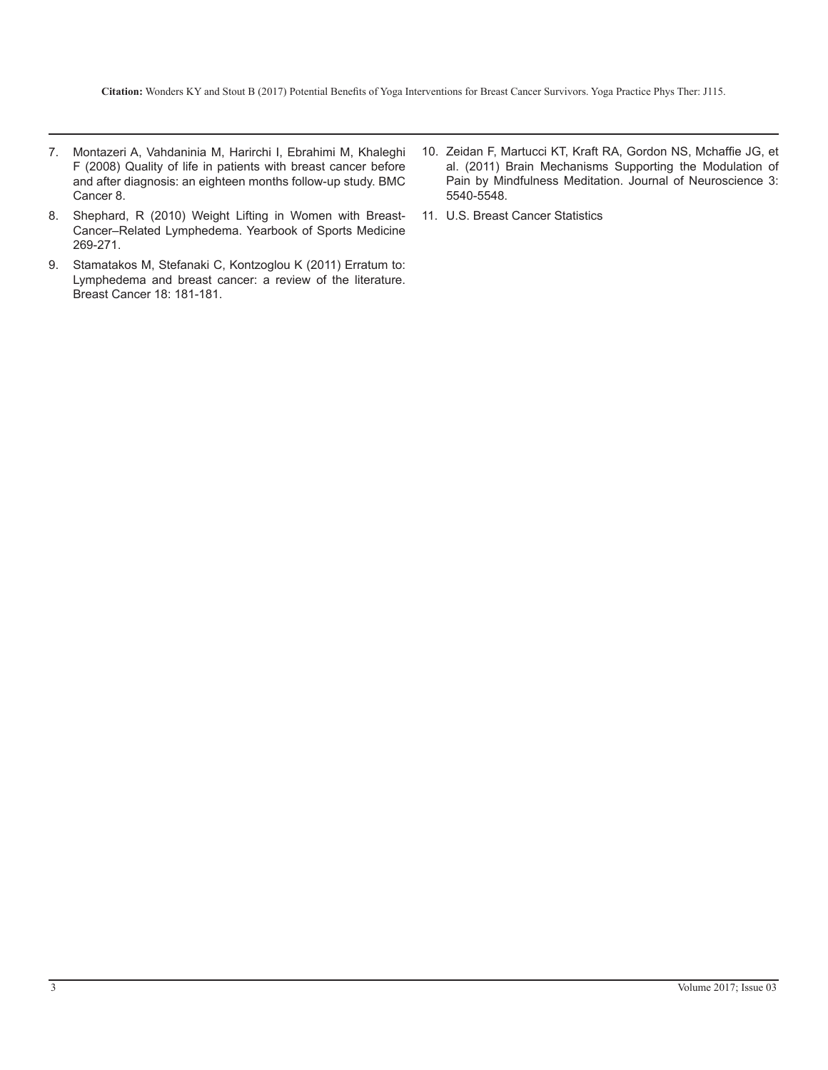7. Montazeri A, Vahdaninia M, Harirchi I, Ebrahimi M, Khaleghi F (2008) Quality of life in patients with breast cancer before and after diagnosis: an eighteen months follow-up study. BMC Cancer 8.

8. Shephard, R (2010) Weight Lifting in Women with Breast-Cancer–Related Lymphedema. Yearbook of Sports Medicine 269-271.

9. Stamatakos M, Stefanaki C, Kontzoglou K (2011) Erratum to: Lymphedema and breast cancer: a review of the literature. Breast Cancer 18: 181-181.

10. Zeidan F, Martucci KT, Kraft RA, Gordon NS, Mchaffie JG, et al. (2011) Brain Mechanisms Supporting the Modulation of Pain by Mindfulness Meditation. Journal of Neuroscience 3: 5540-5548.

11. U.S. Breast Cancer Statistics